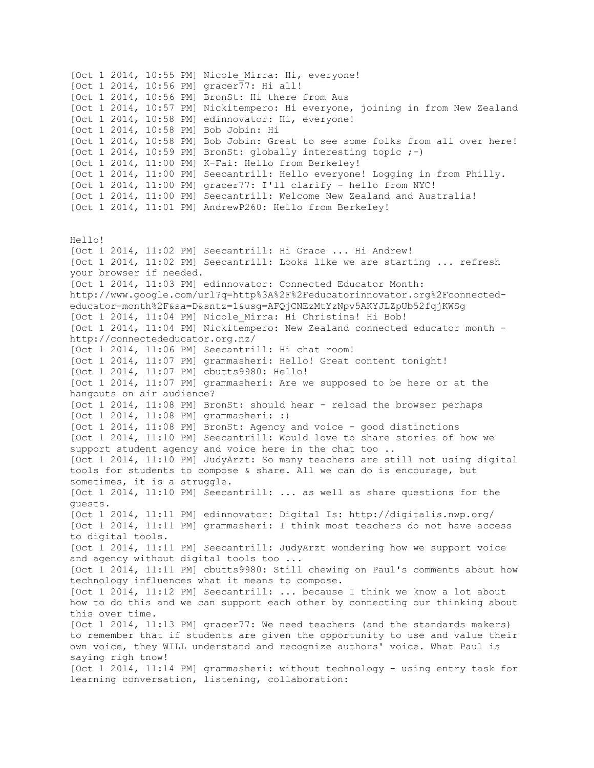[Oct 1 2014, 10:55 PM] Nicole_Mirra: Hi, everyone!
[Oct 1 2014, 10:56 PM] gracer77: Hi all!
[Oct 1 2014, 10:56 PM] BronSt: Hi there from Aus
[Oct 1 2014, 10:57 PM] Nickitempero: Hi everyone, joining in from New Zealand
[Oct 1 2014, 10:58 PM] edinnovator: Hi, everyone!
[Oct 1 2014, 10:58 PM] Bob Jobin: Hi
[Oct 1 2014, 10:58 PM] Bob Jobin: Great to see some folks from all over here!
[Oct 1 2014, 10:59 PM] BronSt: globally interesting topic ;-)
[Oct 1 2014, 11:00 PM] K-Fai: Hello from Berkeley!
[Oct 1 2014, 11:00 PM] Seecantrill: Hello everyone! Logging in from Philly.
[Oct 1 2014, 11:00 PM] gracer77: I'll clarify - hello from NYC!
[Oct 1 2014, 11:00 PM] Seecantrill: Welcome New Zealand and Australia!
[Oct 1 2014, 11:01 PM] AndrewP260: Hello from Berkeley!

Hello!
[Oct 1 2014, 11:02 PM] Seecantrill: Hi Grace ... Hi Andrew!
[Oct 1 2014, 11:02 PM] Seecantrill: Looks like we are starting ... refresh your browser if needed.
[Oct 1 2014, 11:03 PM] edinnovator: Connected Educator Month: http://www.google.com/url?q=http%3A%2F%2Feducatorinnovator.org%2Fconnected-educator-month%2F&sa=D&sntz=1&usg=AFQjCNEzMtYzNpv5AKYJLZpUb52fqjKWSg
[Oct 1 2014, 11:04 PM] Nicole_Mirra: Hi Christina! Hi Bob!
[Oct 1 2014, 11:04 PM] Nickitempero: New Zealand connected educator month - http://connectededucator.org.nz/
[Oct 1 2014, 11:06 PM] Seecantrill: Hi chat room!
[Oct 1 2014, 11:07 PM] grammasheri: Hello! Great content tonight!
[Oct 1 2014, 11:07 PM] cbutts9980: Hello!
[Oct 1 2014, 11:07 PM] grammasheri: Are we supposed to be here or at the hangouts on air audience?
[Oct 1 2014, 11:08 PM] BronSt: should hear - reload the browser perhaps
[Oct 1 2014, 11:08 PM] grammasheri: :)
[Oct 1 2014, 11:08 PM] BronSt: Agency and voice - good distinctions
[Oct 1 2014, 11:10 PM] Seecantrill: Would love to share stories of how we support student agency and voice here in the chat too ..
[Oct 1 2014, 11:10 PM] JudyArzt: So many teachers are still not using digital tools for students to compose & share. All we can do is encourage, but sometimes, it is a struggle.
[Oct 1 2014, 11:10 PM] Seecantrill: ... as well as share questions for the guests.
[Oct 1 2014, 11:11 PM] edinnovator: Digital Is: http://digitalis.nwp.org/
[Oct 1 2014, 11:11 PM] grammasheri: I think most teachers do not have access to digital tools.
[Oct 1 2014, 11:11 PM] Seecantrill: JudyArzt wondering how we support voice and agency without digital tools too ...
[Oct 1 2014, 11:11 PM] cbutts9980: Still chewing on Paul's comments about how technology influences what it means to compose.
[Oct 1 2014, 11:12 PM] Seecantrill: ... because I think we know a lot about how to do this and we can support each other by connecting our thinking about this over time.
[Oct 1 2014, 11:13 PM] gracer77: We need teachers (and the standards makers) to remember that if students are given the opportunity to use and value their own voice, they WILL understand and recognize authors' voice. What Paul is saying righ tnow!
[Oct 1 2014, 11:14 PM] grammasheri: without technology - using entry task for learning conversation, listening, collaboration: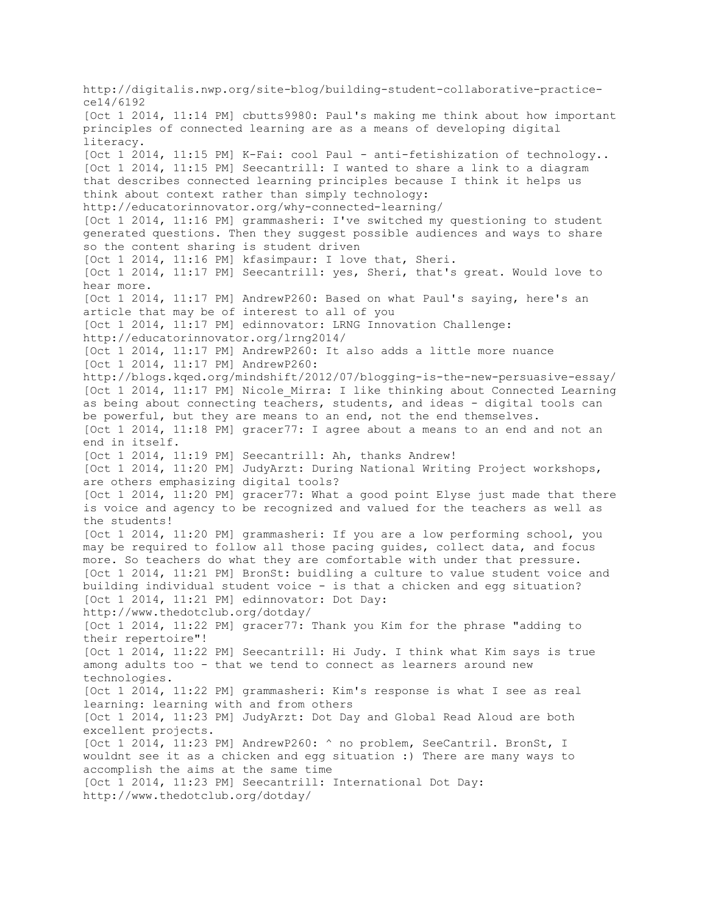http://digitalis.nwp.org/site-blog/building-student-collaborative-practice-ce14/6192

[Oct 1 2014, 11:14 PM] cbutts9980: Paul's making me think about how important principles of connected learning are as a means of developing digital literacy.

[Oct 1 2014, 11:15 PM] K-Fai: cool Paul - anti-fetishization of technology..

[Oct 1 2014, 11:15 PM] Seecantrill: I wanted to share a link to a diagram that describes connected learning principles because I think it helps us think about context rather than simply technology: http://educatorinnovator.org/why-connected-learning/

[Oct 1 2014, 11:16 PM] grammasheri: I've switched my questioning to student generated questions. Then they suggest possible audiences and ways to share so the content sharing is student driven

[Oct 1 2014, 11:16 PM] kfasimpaur: I love that, Sheri.

[Oct 1 2014, 11:17 PM] Seecantrill: yes, Sheri, that's great. Would love to hear more.

[Oct 1 2014, 11:17 PM] AndrewP260: Based on what Paul's saying, here's an article that may be of interest to all of you

[Oct 1 2014, 11:17 PM] edinnovator: LRNG Innovation Challenge: http://educatorinnovator.org/lrng2014/

[Oct 1 2014, 11:17 PM] AndrewP260: It also adds a little more nuance

[Oct 1 2014, 11:17 PM] AndrewP260: http://blogs.kqed.org/mindshift/2012/07/blogging-is-the-new-persuasive-essay/

[Oct 1 2014, 11:17 PM] Nicole_Mirra: I like thinking about Connected Learning as being about connecting teachers, students, and ideas - digital tools can be powerful, but they are means to an end, not the end themselves.

[Oct 1 2014, 11:18 PM] gracer77: I agree about a means to an end and not an end in itself.

[Oct 1 2014, 11:19 PM] Seecantrill: Ah, thanks Andrew!

[Oct 1 2014, 11:20 PM] JudyArzt: During National Writing Project workshops, are others emphasizing digital tools?

[Oct 1 2014, 11:20 PM] gracer77: What a good point Elyse just made that there is voice and agency to be recognized and valued for the teachers as well as the students!

[Oct 1 2014, 11:20 PM] grammasheri: If you are a low performing school, you may be required to follow all those pacing guides, collect data, and focus more. So teachers do what they are comfortable with under that pressure.

[Oct 1 2014, 11:21 PM] BronSt: buidling a culture to value student voice and building individual student voice - is that a chicken and egg situation?

[Oct 1 2014, 11:21 PM] edinnovator: Dot Day: http://www.thedotclub.org/dotday/

[Oct 1 2014, 11:22 PM] gracer77: Thank you Kim for the phrase "adding to their repertoire"!

[Oct 1 2014, 11:22 PM] Seecantrill: Hi Judy. I think what Kim says is true among adults too - that we tend to connect as learners around new technologies.

[Oct 1 2014, 11:22 PM] grammasheri: Kim's response is what I see as real learning: learning with and from others

[Oct 1 2014, 11:23 PM] JudyArzt: Dot Day and Global Read Aloud are both excellent projects.

[Oct 1 2014, 11:23 PM] AndrewP260: ^ no problem, SeeCantril. BronSt, I wouldnt see it as a chicken and egg situation :) There are many ways to accomplish the aims at the same time

[Oct 1 2014, 11:23 PM] Seecantrill: International Dot Day: http://www.thedotclub.org/dotday/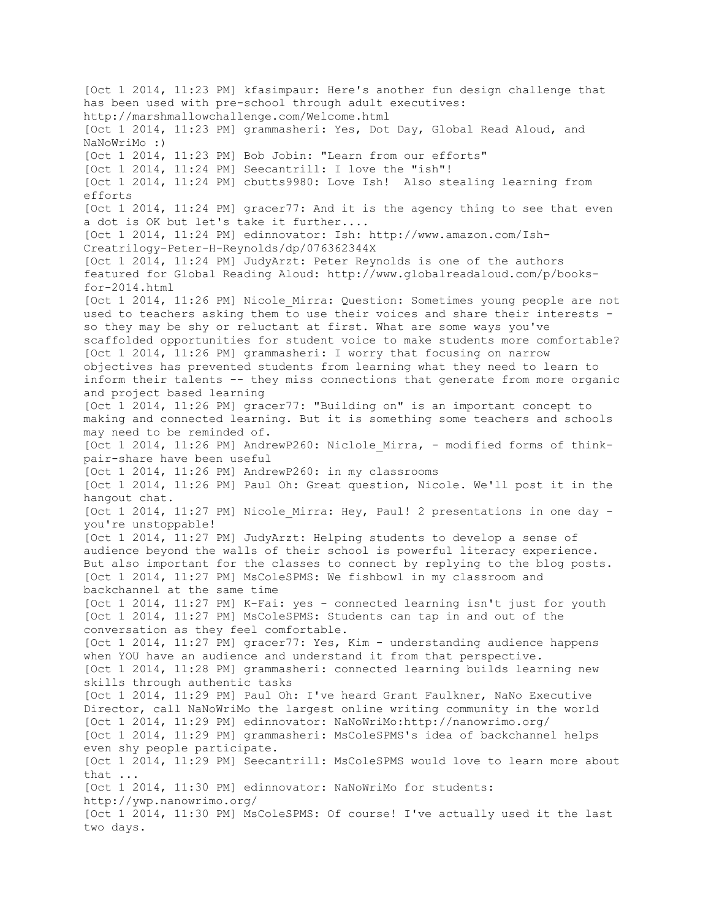[Oct 1 2014, 11:23 PM] kfasimpaur: Here's another fun design challenge that has been used with pre-school through adult executives: http://marshmallowchallenge.com/Welcome.html
[Oct 1 2014, 11:23 PM] grammasheri: Yes, Dot Day, Global Read Aloud, and NaNoWriMo :)
[Oct 1 2014, 11:23 PM] Bob Jobin: "Learn from our efforts"
[Oct 1 2014, 11:24 PM] Seecantrill: I love the "ish"!
[Oct 1 2014, 11:24 PM] cbutts9980: Love Ish! Also stealing learning from efforts
[Oct 1 2014, 11:24 PM] gracer77: And it is the agency thing to see that even a dot is OK but let's take it further....
[Oct 1 2014, 11:24 PM] edinnovator: Ish: http://www.amazon.com/Ish-Creatrilogy-Peter-H-Reynolds/dp/076362344X
[Oct 1 2014, 11:24 PM] JudyArzt: Peter Reynolds is one of the authors featured for Global Reading Aloud: http://www.globalreadaloud.com/p/books-for-2014.html
[Oct 1 2014, 11:26 PM] Nicole_Mirra: Question: Sometimes young people are not used to teachers asking them to use their voices and share their interests - so they may be shy or reluctant at first. What are some ways you've scaffolded opportunities for student voice to make students more comfortable?
[Oct 1 2014, 11:26 PM] grammasheri: I worry that focusing on narrow objectives has prevented students from learning what they need to learn to inform their talents -- they miss connections that generate from more organic and project based learning
[Oct 1 2014, 11:26 PM] gracer77: "Building on" is an important concept to making and connected learning. But it is something some teachers and schools may need to be reminded of.
[Oct 1 2014, 11:26 PM] AndrewP260: Niclole_Mirra, - modified forms of think-pair-share have been useful
[Oct 1 2014, 11:26 PM] AndrewP260: in my classrooms
[Oct 1 2014, 11:26 PM] Paul Oh: Great question, Nicole. We'll post it in the hangout chat.
[Oct 1 2014, 11:27 PM] Nicole_Mirra: Hey, Paul! 2 presentations in one day - you're unstoppable!
[Oct 1 2014, 11:27 PM] JudyArzt: Helping students to develop a sense of audience beyond the walls of their school is powerful literacy experience. But also important for the classes to connect by replying to the blog posts.
[Oct 1 2014, 11:27 PM] MsColeSPMS: We fishbowl in my classroom and backchannel at the same time
[Oct 1 2014, 11:27 PM] K-Fai: yes - connected learning isn't just for youth
[Oct 1 2014, 11:27 PM] MsColeSPMS: Students can tap in and out of the conversation as they feel comfortable.
[Oct 1 2014, 11:27 PM] gracer77: Yes, Kim - understanding audience happens when YOU have an audience and understand it from that perspective.
[Oct 1 2014, 11:28 PM] grammasheri: connected learning builds learning new skills through authentic tasks
[Oct 1 2014, 11:29 PM] Paul Oh: I've heard Grant Faulkner, NaNo Executive Director, call NaNoWriMo the largest online writing community in the world
[Oct 1 2014, 11:29 PM] edinnovator: NaNoWriMo:http://nanowrimo.org/
[Oct 1 2014, 11:29 PM] grammasheri: MsColeSPMS's idea of backchannel helps even shy people participate.
[Oct 1 2014, 11:29 PM] Seecantrill: MsColeSPMS would love to learn more about that ...
[Oct 1 2014, 11:30 PM] edinnovator: NaNoWriMo for students: http://ywp.nanowrimo.org/
[Oct 1 2014, 11:30 PM] MsColeSPMS: Of course! I've actually used it the last two days.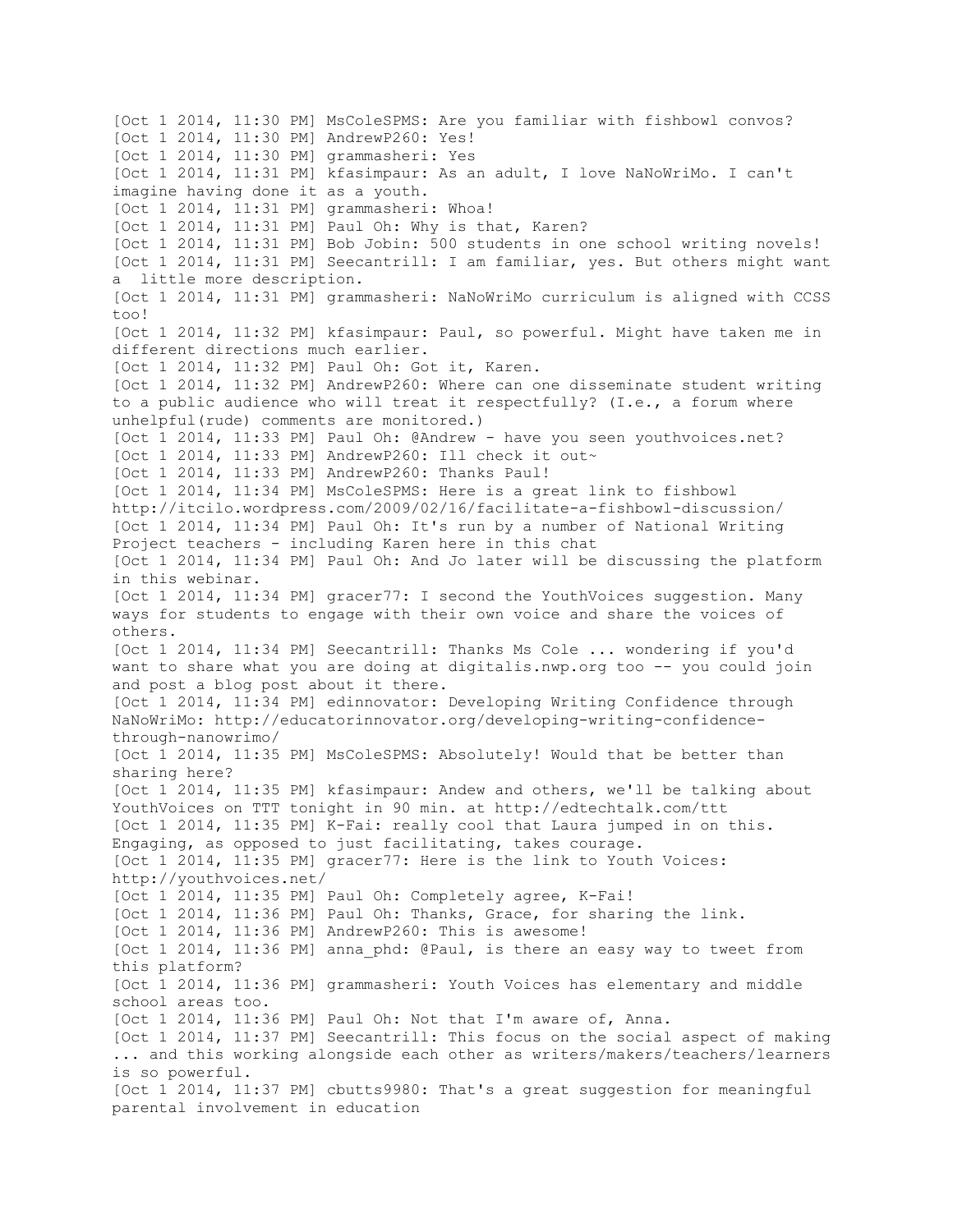[Oct 1 2014, 11:30 PM] MsColeSPMS: Are you familiar with fishbowl convos?
[Oct 1 2014, 11:30 PM] AndrewP260: Yes!
[Oct 1 2014, 11:30 PM] grammasheri: Yes
[Oct 1 2014, 11:31 PM] kfasimpaur: As an adult, I love NaNoWriMo. I can't imagine having done it as a youth.
[Oct 1 2014, 11:31 PM] grammasheri: Whoa!
[Oct 1 2014, 11:31 PM] Paul Oh: Why is that, Karen?
[Oct 1 2014, 11:31 PM] Bob Jobin: 500 students in one school writing novels!
[Oct 1 2014, 11:31 PM] Seecantrill: I am familiar, yes. But others might want a little more description.
[Oct 1 2014, 11:31 PM] grammasheri: NaNoWriMo curriculum is aligned with CCSS too!
[Oct 1 2014, 11:32 PM] kfasimpaur: Paul, so powerful. Might have taken me in different directions much earlier.
[Oct 1 2014, 11:32 PM] Paul Oh: Got it, Karen.
[Oct 1 2014, 11:32 PM] AndrewP260: Where can one disseminate student writing to a public audience who will treat it respectfully? (I.e., a forum where unhelpful(rude) comments are monitored.)
[Oct 1 2014, 11:33 PM] Paul Oh: @Andrew - have you seen youthvoices.net?
[Oct 1 2014, 11:33 PM] AndrewP260: Ill check it out~
[Oct 1 2014, 11:33 PM] AndrewP260: Thanks Paul!
[Oct 1 2014, 11:34 PM] MsColeSPMS: Here is a great link to fishbowl http://itcilo.wordpress.com/2009/02/16/facilitate-a-fishbowl-discussion/
[Oct 1 2014, 11:34 PM] Paul Oh: It's run by a number of National Writing Project teachers - including Karen here in this chat
[Oct 1 2014, 11:34 PM] Paul Oh: And Jo later will be discussing the platform in this webinar.
[Oct 1 2014, 11:34 PM] gracer77: I second the YouthVoices suggestion. Many ways for students to engage with their own voice and share the voices of others.
[Oct 1 2014, 11:34 PM] Seecantrill: Thanks Ms Cole ... wondering if you'd want to share what you are doing at digitalis.nwp.org too -- you could join and post a blog post about it there.
[Oct 1 2014, 11:34 PM] edinnovator: Developing Writing Confidence through NaNoWriMo: http://educatorinnovator.org/developing-writing-confidence-through-nanowrimo/
[Oct 1 2014, 11:35 PM] MsColeSPMS: Absolutely! Would that be better than sharing here?
[Oct 1 2014, 11:35 PM] kfasimpaur: Andew and others, we'll be talking about YouthVoices on TTT tonight in 90 min. at http://edtechtalk.com/ttt
[Oct 1 2014, 11:35 PM] K-Fai: really cool that Laura jumped in on this. Engaging, as opposed to just facilitating, takes courage.
[Oct 1 2014, 11:35 PM] gracer77: Here is the link to Youth Voices: http://youthvoices.net/
[Oct 1 2014, 11:35 PM] Paul Oh: Completely agree, K-Fai!
[Oct 1 2014, 11:36 PM] Paul Oh: Thanks, Grace, for sharing the link.
[Oct 1 2014, 11:36 PM] AndrewP260: This is awesome!
[Oct 1 2014, 11:36 PM] anna_phd: @Paul, is there an easy way to tweet from this platform?
[Oct 1 2014, 11:36 PM] grammasheri: Youth Voices has elementary and middle school areas too.
[Oct 1 2014, 11:36 PM] Paul Oh: Not that I'm aware of, Anna.
[Oct 1 2014, 11:37 PM] Seecantrill: This focus on the social aspect of making ... and this working alongside each other as writers/makers/teachers/learners is so powerful.
[Oct 1 2014, 11:37 PM] cbutts9980: That's a great suggestion for meaningful parental involvement in education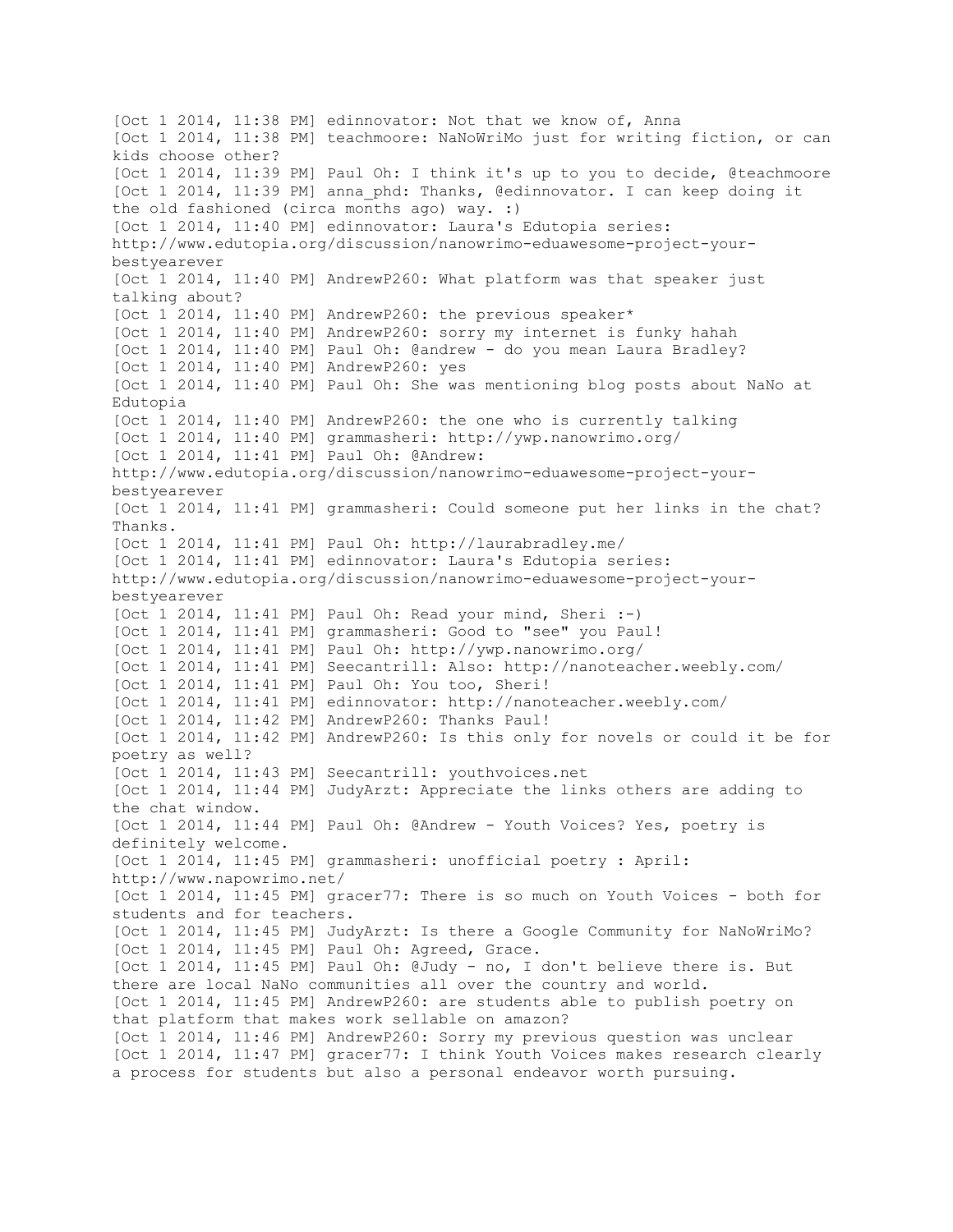[Oct 1 2014, 11:38 PM] edinnovator: Not that we know of, Anna
[Oct 1 2014, 11:38 PM] teachmoore: NaNoWriMo just for writing fiction, or can kids choose other?
[Oct 1 2014, 11:39 PM] Paul Oh: I think it's up to you to decide, @teachmoore
[Oct 1 2014, 11:39 PM] anna_phd: Thanks, @edinnovator. I can keep doing it the old fashioned (circa months ago) way. :)
[Oct 1 2014, 11:40 PM] edinnovator: Laura's Edutopia series: http://www.edutopia.org/discussion/nanowrimo-eduawesome-project-your-bestyearever
[Oct 1 2014, 11:40 PM] AndrewP260: What platform was that speaker just talking about?
[Oct 1 2014, 11:40 PM] AndrewP260: the previous speaker*
[Oct 1 2014, 11:40 PM] AndrewP260: sorry my internet is funky hahah
[Oct 1 2014, 11:40 PM] Paul Oh: @andrew - do you mean Laura Bradley?
[Oct 1 2014, 11:40 PM] AndrewP260: yes
[Oct 1 2014, 11:40 PM] Paul Oh: She was mentioning blog posts about NaNo at Edutopia
[Oct 1 2014, 11:40 PM] AndrewP260: the one who is currently talking
[Oct 1 2014, 11:40 PM] grammasheri: http://ywp.nanowrimo.org/
[Oct 1 2014, 11:41 PM] Paul Oh: @Andrew: http://www.edutopia.org/discussion/nanowrimo-eduawesome-project-your-bestyearever
[Oct 1 2014, 11:41 PM] grammasheri: Could someone put her links in the chat? Thanks.
[Oct 1 2014, 11:41 PM] Paul Oh: http://laurabradley.me/
[Oct 1 2014, 11:41 PM] edinnovator: Laura's Edutopia series: http://www.edutopia.org/discussion/nanowrimo-eduawesome-project-your-bestyearever
[Oct 1 2014, 11:41 PM] Paul Oh: Read your mind, Sheri :-)
[Oct 1 2014, 11:41 PM] grammasheri: Good to "see" you Paul!
[Oct 1 2014, 11:41 PM] Paul Oh: http://ywp.nanowrimo.org/
[Oct 1 2014, 11:41 PM] Seecantrill: Also: http://nanoteacher.weebly.com/
[Oct 1 2014, 11:41 PM] Paul Oh: You too, Sheri!
[Oct 1 2014, 11:41 PM] edinnovator: http://nanoteacher.weebly.com/
[Oct 1 2014, 11:42 PM] AndrewP260: Thanks Paul!
[Oct 1 2014, 11:42 PM] AndrewP260: Is this only for novels or could it be for poetry as well?
[Oct 1 2014, 11:43 PM] Seecantrill: youthvoices.net
[Oct 1 2014, 11:44 PM] JudyArzt: Appreciate the links others are adding to the chat window.
[Oct 1 2014, 11:44 PM] Paul Oh: @Andrew - Youth Voices? Yes, poetry is definitely welcome.
[Oct 1 2014, 11:45 PM] grammasheri: unofficial poetry : April: http://www.napowrimo.net/
[Oct 1 2014, 11:45 PM] gracer77: There is so much on Youth Voices - both for students and for teachers.
[Oct 1 2014, 11:45 PM] JudyArzt: Is there a Google Community for NaNoWriMo?
[Oct 1 2014, 11:45 PM] Paul Oh: Agreed, Grace.
[Oct 1 2014, 11:45 PM] Paul Oh: @Judy - no, I don't believe there is. But there are local NaNo communities all over the country and world.
[Oct 1 2014, 11:45 PM] AndrewP260: are students able to publish poetry on that platform that makes work sellable on amazon?
[Oct 1 2014, 11:46 PM] AndrewP260: Sorry my previous question was unclear
[Oct 1 2014, 11:47 PM] gracer77: I think Youth Voices makes research clearly a process for students but also a personal endeavor worth pursuing.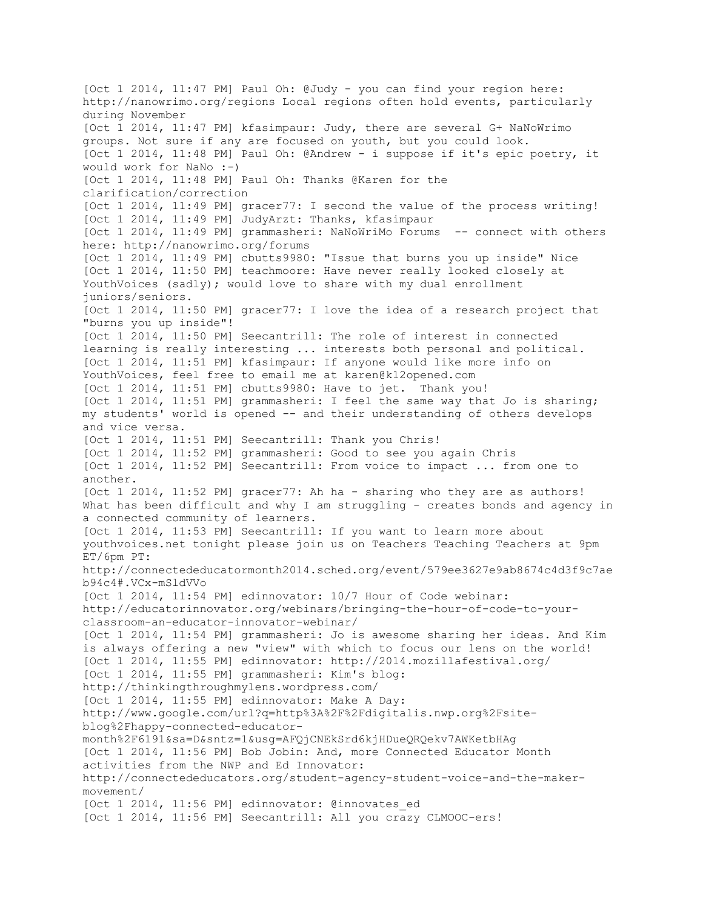[Oct 1 2014, 11:47 PM] Paul Oh: @Judy - you can find your region here: http://nanowrimo.org/regions Local regions often hold events, particularly during November
[Oct 1 2014, 11:47 PM] kfasimpaur: Judy, there are several G+ NaNoWrimo groups. Not sure if any are focused on youth, but you could look.
[Oct 1 2014, 11:48 PM] Paul Oh: @Andrew - i suppose if it's epic poetry, it would work for NaNo :-)
[Oct 1 2014, 11:48 PM] Paul Oh: Thanks @Karen for the clarification/correction
[Oct 1 2014, 11:49 PM] gracer77: I second the value of the process writing!
[Oct 1 2014, 11:49 PM] JudyArzt: Thanks, kfasimpaur
[Oct 1 2014, 11:49 PM] grammasheri: NaNoWriMo Forums -- connect with others here: http://nanowrimo.org/forums
[Oct 1 2014, 11:49 PM] cbutts9980: "Issue that burns you up inside" Nice
[Oct 1 2014, 11:50 PM] teachmoore: Have never really looked closely at YouthVoices (sadly); would love to share with my dual enrollment juniors/seniors.
[Oct 1 2014, 11:50 PM] gracer77: I love the idea of a research project that "burns you up inside"!
[Oct 1 2014, 11:50 PM] Seecantrill: The role of interest in connected learning is really interesting ... interests both personal and political.
[Oct 1 2014, 11:51 PM] kfasimpaur: If anyone would like more info on YouthVoices, feel free to email me at karen@k12opened.com
[Oct 1 2014, 11:51 PM] cbutts9980: Have to jet. Thank you!
[Oct 1 2014, 11:51 PM] grammasheri: I feel the same way that Jo is sharing; my students' world is opened -- and their understanding of others develops and vice versa.
[Oct 1 2014, 11:51 PM] Seecantrill: Thank you Chris!
[Oct 1 2014, 11:52 PM] grammasheri: Good to see you again Chris
[Oct 1 2014, 11:52 PM] Seecantrill: From voice to impact ... from one to another.
[Oct 1 2014, 11:52 PM] gracer77: Ah ha - sharing who they are as authors! What has been difficult and why I am struggling - creates bonds and agency in a connected community of learners.
[Oct 1 2014, 11:53 PM] Seecantrill: If you want to learn more about youthvoices.net tonight please join us on Teachers Teaching Teachers at 9pm ET/6pm PT: http://connectededucatormonth2014.sched.org/event/579ee3627e9ab8674c4d3f9c7aeb94c4#.VCx-mSldVVo
[Oct 1 2014, 11:54 PM] edinnovator: 10/7 Hour of Code webinar: http://educatorinnovator.org/webinars/bringing-the-hour-of-code-to-your-classroom-an-educator-innovator-webinar/
[Oct 1 2014, 11:54 PM] grammasheri: Jo is awesome sharing her ideas. And Kim is always offering a new "view" with which to focus our lens on the world!
[Oct 1 2014, 11:55 PM] edinnovator: http://2014.mozillafestival.org/
[Oct 1 2014, 11:55 PM] grammasheri: Kim's blog: http://thinkingthroughmylens.wordpress.com/
[Oct 1 2014, 11:55 PM] edinnovator: Make A Day: http://www.google.com/url?q=http%3A%2F%2Fdigitalis.nwp.org%2Fsite-blog%2Fhappy-connected-educator-month%2F6191&sa=D&sntz=1&usg=AFQjCNEkSrd6kjHDueQRQekv7AWKetbHAg
[Oct 1 2014, 11:56 PM] Bob Jobin: And, more Connected Educator Month activities from the NWP and Ed Innovator: http://connectededucators.org/student-agency-student-voice-and-the-maker-movement/
[Oct 1 2014, 11:56 PM] edinnovator: @innovates_ed
[Oct 1 2014, 11:56 PM] Seecantrill: All you crazy CLMOOC-ers!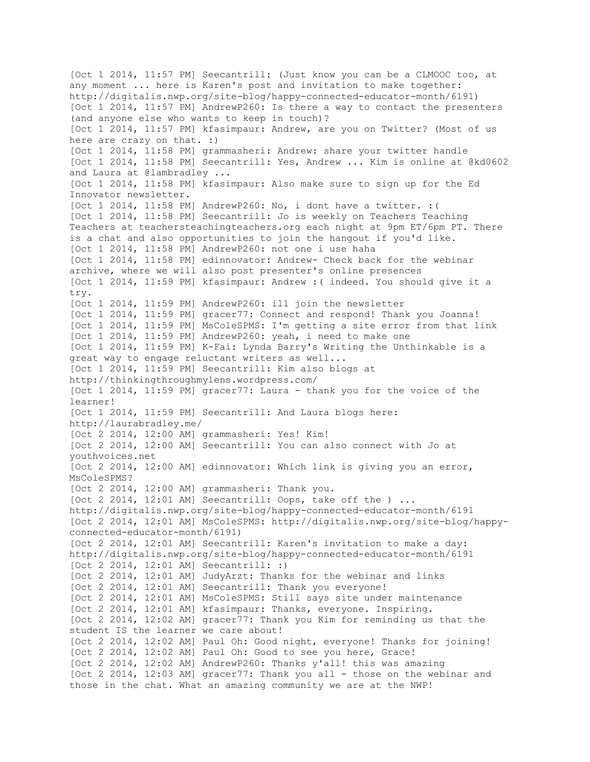[Oct 1 2014, 11:57 PM] Seecantrill: (Just know you can be a CLMOOC too, at any moment ... here is Karen's post and invitation to make together: http://digitalis.nwp.org/site-blog/happy-connected-educator-month/6191)
[Oct 1 2014, 11:57 PM] AndrewP260: Is there a way to contact the presenters (and anyone else who wants to keep in touch)?
[Oct 1 2014, 11:57 PM] kfasimpaur: Andrew, are you on Twitter? (Most of us here are crazy on that. :)
[Oct 1 2014, 11:58 PM] grammasheri: Andrew: share your twitter handle
[Oct 1 2014, 11:58 PM] Seecantrill: Yes, Andrew ... Kim is online at @kd0602 and Laura at @lambradley ...
[Oct 1 2014, 11:58 PM] kfasimpaur: Also make sure to sign up for the Ed Innovator newsletter.
[Oct 1 2014, 11:58 PM] AndrewP260: No, i dont have a twitter. :(
[Oct 1 2014, 11:58 PM] Seecantrill: Jo is weekly on Teachers Teaching Teachers at teachersteachingteachers.org each night at 9pm ET/6pm PT. There is a chat and also opportunities to join the hangout if you'd like.
[Oct 1 2014, 11:58 PM] AndrewP260: not one i use haha
[Oct 1 2014, 11:58 PM] edinnovator: Andrew- Check back for the webinar archive, where we will also post presenter's online presences
[Oct 1 2014, 11:59 PM] kfasimpaur: Andrew :( indeed. You should give it a try.
[Oct 1 2014, 11:59 PM] AndrewP260: ill join the newsletter
[Oct 1 2014, 11:59 PM] gracer77: Connect and respond! Thank you Joanna!
[Oct 1 2014, 11:59 PM] MsColeSPMS: I'm getting a site error from that link
[Oct 1 2014, 11:59 PM] AndrewP260: yeah, i need to make one
[Oct 1 2014, 11:59 PM] K-Fai: Lynda Barry's Writing the Unthinkable is a great way to engage reluctant writers as well...
[Oct 1 2014, 11:59 PM] Seecantrill: Kim also blogs at http://thinkingthroughmylens.wordpress.com/
[Oct 1 2014, 11:59 PM] gracer77: Laura - thank you for the voice of the learner!
[Oct 1 2014, 11:59 PM] Seecantrill: And Laura blogs here: http://laurabradley.me/
[Oct 2 2014, 12:00 AM] grammasheri: Yes! Kim!
[Oct 2 2014, 12:00 AM] Seecantrill: You can also connect with Jo at youthvoices.net
[Oct 2 2014, 12:00 AM] edinnovator: Which link is giving you an error, MsColeSPMS?
[Oct 2 2014, 12:00 AM] grammasheri: Thank you.
[Oct 2 2014, 12:01 AM] Seecantrill: Oops, take off the ) ... http://digitalis.nwp.org/site-blog/happy-connected-educator-month/6191
[Oct 2 2014, 12:01 AM] MsColeSPMS: http://digitalis.nwp.org/site-blog/happy-connected-educator-month/6191)
[Oct 2 2014, 12:01 AM] Seecantrill: Karen's invitation to make a day: http://digitalis.nwp.org/site-blog/happy-connected-educator-month/6191
[Oct 2 2014, 12:01 AM] Seecantrill: :)
[Oct 2 2014, 12:01 AM] JudyArzt: Thanks for the webinar and links
[Oct 2 2014, 12:01 AM] Seecantrill: Thank you everyone!
[Oct 2 2014, 12:01 AM] MsColeSPMS: Still says site under maintenance
[Oct 2 2014, 12:01 AM] kfasimpaur: Thanks, everyone. Inspiring.
[Oct 2 2014, 12:02 AM] gracer77: Thank you Kim for reminding us that the student IS the learner we care about!
[Oct 2 2014, 12:02 AM] Paul Oh: Good night, everyone! Thanks for joining!
[Oct 2 2014, 12:02 AM] Paul Oh: Good to see you here, Grace!
[Oct 2 2014, 12:02 AM] AndrewP260: Thanks y'all! this was amazing
[Oct 2 2014, 12:03 AM] gracer77: Thank you all - those on the webinar and those in the chat. What an amazing community we are at the NWP!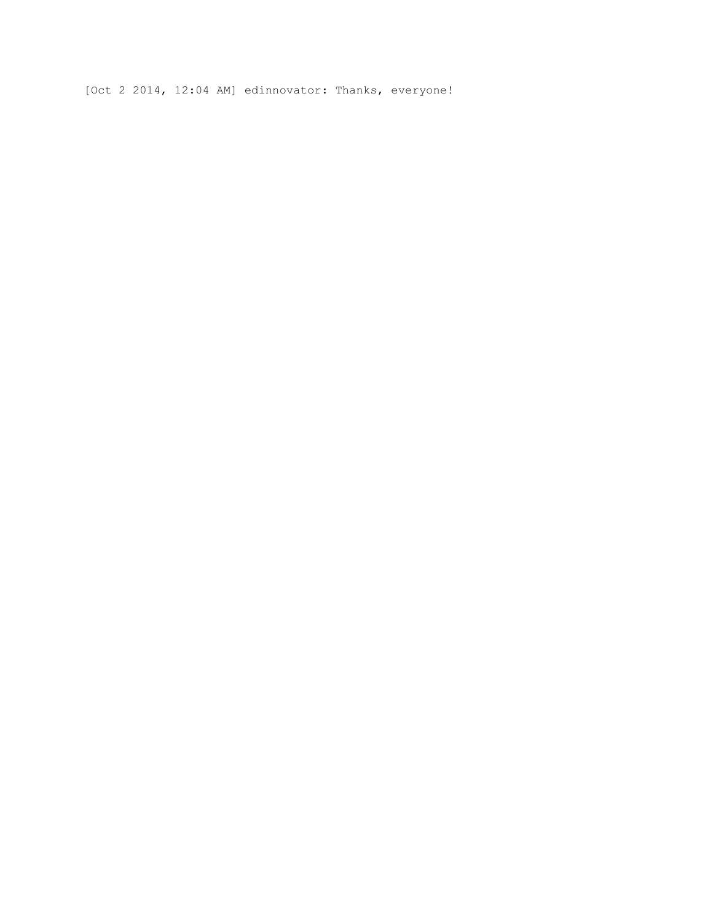[Oct 2 2014, 12:04 AM] edinnovator: Thanks, everyone!